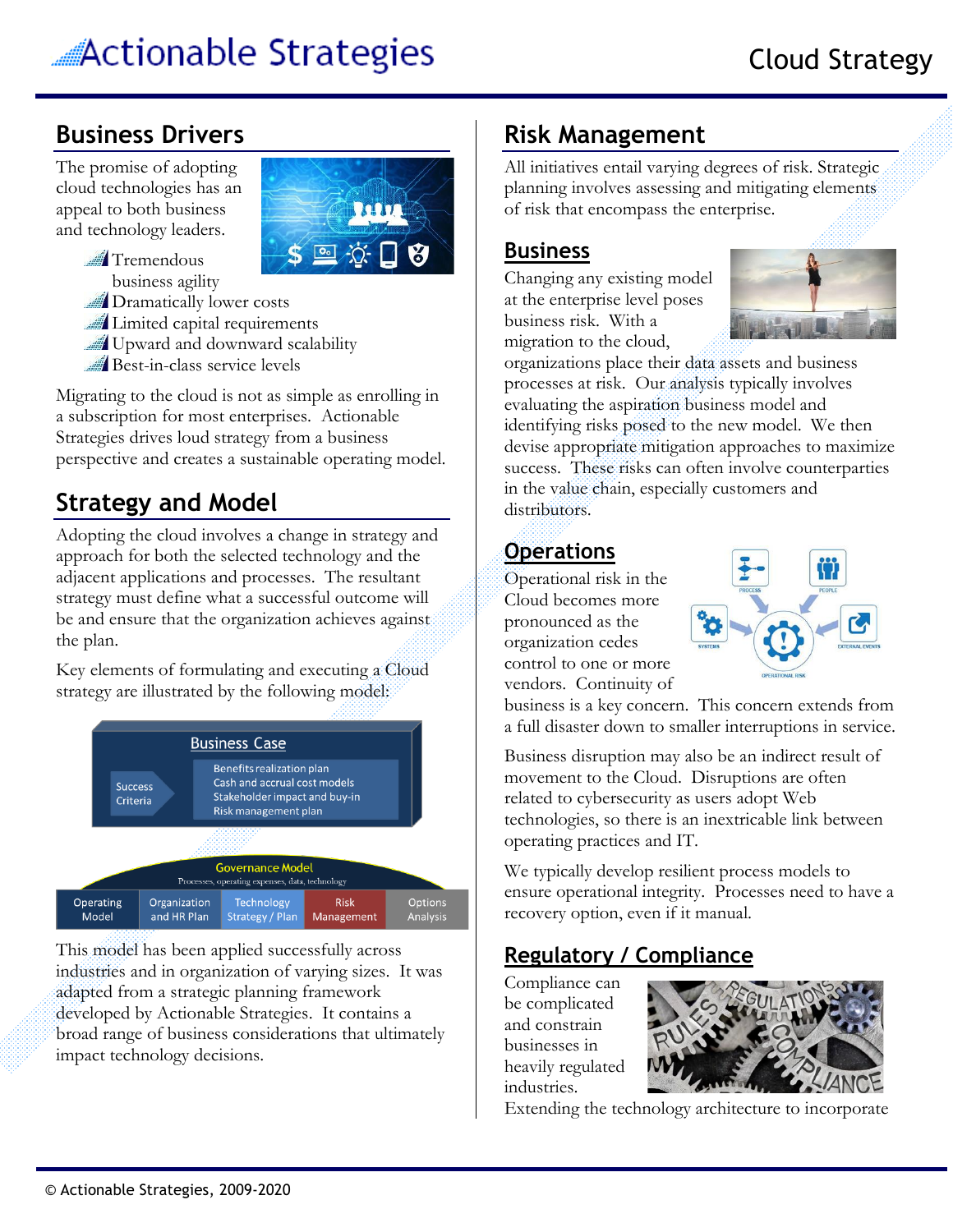# Actionable Strategies — Cloud Strategy

## Business Drivers

The promise of adopting cloud technologies has an appeal to both business and technology leaders.

- Tremendous business agility
- Dramatically lower costs
- Limited capital requirements
- Upward and downward scalability
- Best-in-class service levels

Migrating to the cloud is not as simple as enrolling in a subscription for most enterprises. Actionable Strategies drives loud strategy from a business perspective and creates a sustainable operating model.

## Strategy and Model

Adopting the cloud involves a change in strategy and approach for both the selected technology and the adjacent applications and processes. The resultant strategy must define what a successful outcome will be and ensure that the organization achieves against the plan.

Key elements of formulating and executing a Cloud strategy are illustrated by the following model:

**Business Case**

Success Criteria

- Benefits realization plan
- Cash and accrual cost models
- Stakeholder impact and buy-in
- Risk management plan

**Governance Model**
Processes, operating expenses, data, technology

| Operating Model | Organization and HR Plan | Technology Strategy / Plan | Risk Management | Options Analysis |
|---|---|---|---|---|

This model has been applied successfully across industries and in organization of varying sizes. It was adapted from a strategic planning framework developed by Actionable Strategies. It contains a broad range of business considerations that ultimately impact technology decisions.

## Risk Management

All initiatives entail varying degrees of risk. Strategic planning involves assessing and mitigating elements of risk that encompass the enterprise.

### Business

Changing any existing model at the enterprise level poses business risk. With a migration to the cloud, organizations place their data assets and business processes at risk. Our analysis typically involves evaluating the aspiration business model and identifying risks posed to the new model. We then devise appropriate mitigation approaches to maximize success. These risks can often involve counterparties in the value chain, especially customers and distributors.

### Operations

Operational risk in the Cloud becomes more pronounced as the organization cedes control to one or more vendors. Continuity of business is a key concern. This concern extends from a full disaster down to smaller interruptions in service.

Business disruption may also be an indirect result of movement to the Cloud. Disruptions are often related to cybersecurity as users adopt Web technologies, so there is an inextricable link between operating practices and IT.

We typically develop resilient process models to ensure operational integrity. Processes need to have a recovery option, even if it manual.

### Regulatory / Compliance

Compliance can be complicated and constrain businesses in heavily regulated industries.

Extending the technology architecture to incorporate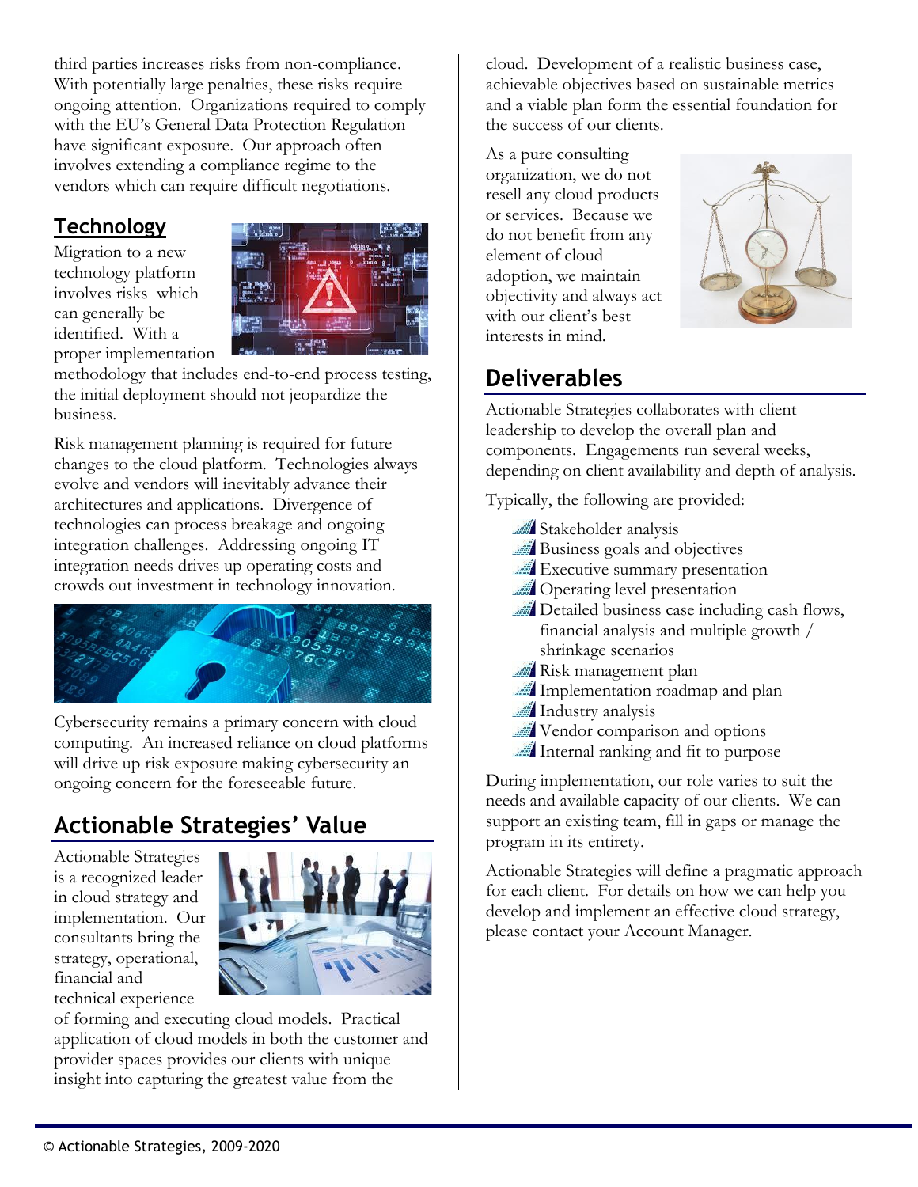third parties increases risks from non-compliance. With potentially large penalties, these risks require ongoing attention. Organizations required to comply with the EU's General Data Protection Regulation have significant exposure. Our approach often involves extending a compliance regime to the vendors which can require difficult negotiations.

## Technology

Migration to a new technology platform involves risks which can generally be identified. With a proper implementation methodology that includes end-to-end process testing, the initial deployment should not jeopardize the business.

Risk management planning is required for future changes to the cloud platform. Technologies always evolve and vendors will inevitably advance their architectures and applications. Divergence of technologies can process breakage and ongoing integration challenges. Addressing ongoing IT integration needs drives up operating costs and crowds out investment in technology innovation.

Cybersecurity remains a primary concern with cloud computing. An increased reliance on cloud platforms will drive up risk exposure making cybersecurity an ongoing concern for the foreseeable future.

## Actionable Strategies' Value

Actionable Strategies is a recognized leader in cloud strategy and implementation. Our consultants bring the strategy, operational, financial and technical experience of forming and executing cloud models. Practical application of cloud models in both the customer and provider spaces provides our clients with unique insight into capturing the greatest value from the cloud. Development of a realistic business case, achievable objectives based on sustainable metrics and a viable plan form the essential foundation for the success of our clients.

As a pure consulting organization, we do not resell any cloud products or services. Because we do not benefit from any element of cloud adoption, we maintain objectivity and always act with our client's best interests in mind.

## Deliverables

Actionable Strategies collaborates with client leadership to develop the overall plan and components. Engagements run several weeks, depending on client availability and depth of analysis.

Typically, the following are provided:

- Stakeholder analysis
- Business goals and objectives
- Executive summary presentation
- Operating level presentation
- Detailed business case including cash flows, financial analysis and multiple growth / shrinkage scenarios
- Risk management plan
- Implementation roadmap and plan
- Industry analysis
- Vendor comparison and options
- Internal ranking and fit to purpose

During implementation, our role varies to suit the needs and available capacity of our clients. We can support an existing team, fill in gaps or manage the program in its entirety.

Actionable Strategies will define a pragmatic approach for each client. For details on how we can help you develop and implement an effective cloud strategy, please contact your Account Manager.

© Actionable Strategies, 2009-2020